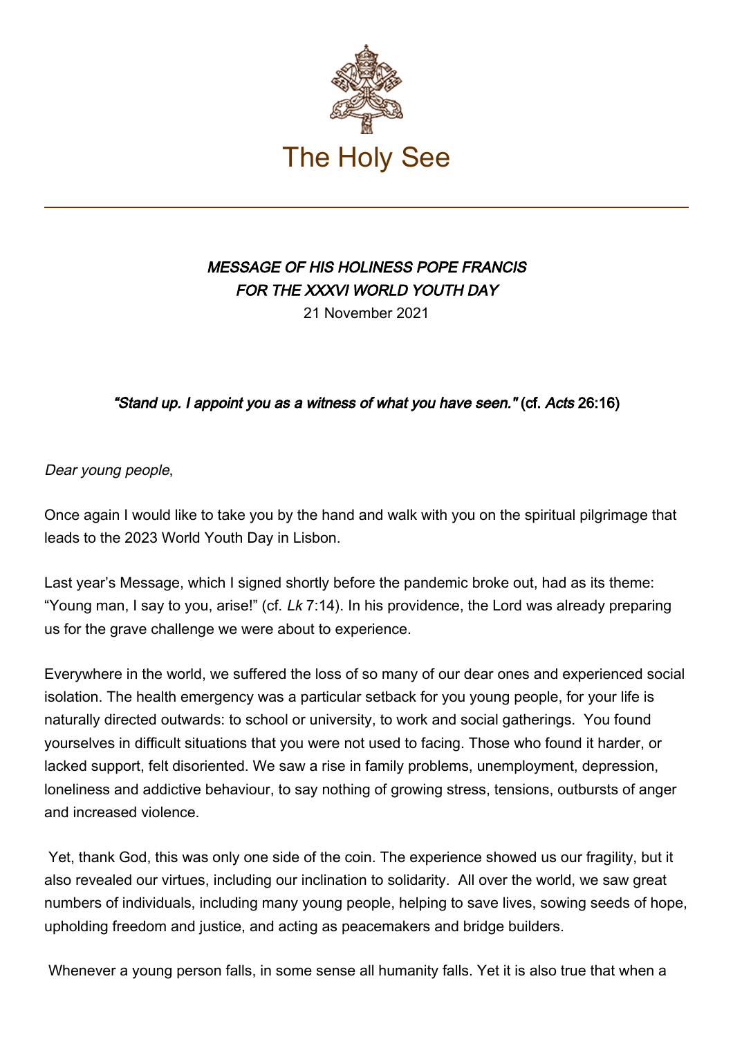The Holy See

***MESSAGE OF HIS HOLINESS POPE FRANCIS***
***FOR THE XXXVI WORLD YOUTH DAY***
21 November 2021

***"Stand up. I appoint you as a witness of what you have seen." (cf. Acts 26:16)***

*Dear young people*,

Once again I would like to take you by the hand and walk with you on the spiritual pilgrimage that leads to the 2023 World Youth Day in Lisbon.

Last year's Message, which I signed shortly before the pandemic broke out, had as its theme: "Young man, I say to you, arise!" (cf. *Lk* 7:14). In his providence, the Lord was already preparing us for the grave challenge we were about to experience.

Everywhere in the world, we suffered the loss of so many of our dear ones and experienced social isolation. The health emergency was a particular setback for you young people, for your life is naturally directed outwards: to school or university, to work and social gatherings. You found yourselves in difficult situations that you were not used to facing. Those who found it harder, or lacked support, felt disoriented. We saw a rise in family problems, unemployment, depression, loneliness and addictive behaviour, to say nothing of growing stress, tensions, outbursts of anger and increased violence.

Yet, thank God, this was only one side of the coin. The experience showed us our fragility, but it also revealed our virtues, including our inclination to solidarity. All over the world, we saw great numbers of individuals, including many young people, helping to save lives, sowing seeds of hope, upholding freedom and justice, and acting as peacemakers and bridge builders.

Whenever a young person falls, in some sense all humanity falls. Yet it is also true that when a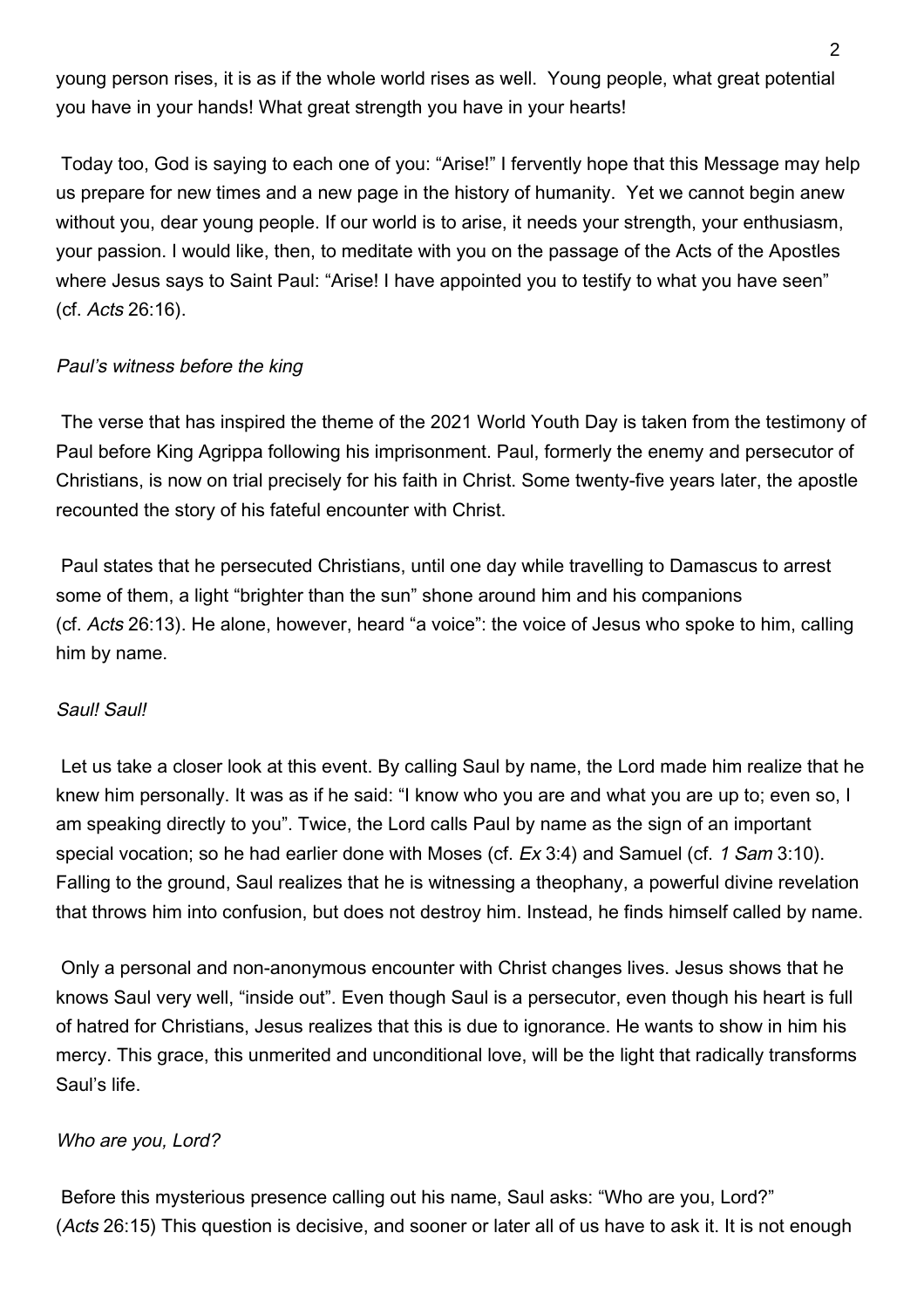young person rises, it is as if the whole world rises as well. Young people, what great potential you have in your hands! What great strength you have in your hearts!

Today too, God is saying to each one of you: "Arise!" I fervently hope that this Message may help us prepare for new times and a new page in the history of humanity. Yet we cannot begin anew without you, dear young people. If our world is to arise, it needs your strength, your enthusiasm, your passion. I would like, then, to meditate with you on the passage of the Acts of the Apostles where Jesus says to Saint Paul: "Arise! I have appointed you to testify to what you have seen" (cf. *Acts* 26:16).

### *Paul's witness before the king*

The verse that has inspired the theme of the 2021 World Youth Day is taken from the testimony of Paul before King Agrippa following his imprisonment. Paul, formerly the enemy and persecutor of Christians, is now on trial precisely for his faith in Christ. Some twenty-five years later, the apostle recounted the story of his fateful encounter with Christ.

Paul states that he persecuted Christians, until one day while travelling to Damascus to arrest some of them, a light "brighter than the sun" shone around him and his companions (cf. *Acts* 26:13). He alone, however, heard "a voice": the voice of Jesus who spoke to him, calling him by name.

### *Saul! Saul!*

Let us take a closer look at this event. By calling Saul by name, the Lord made him realize that he knew him personally. It was as if he said: "I know who you are and what you are up to; even so, I am speaking directly to you". Twice, the Lord calls Paul by name as the sign of an important special vocation; so he had earlier done with Moses (cf. *Ex* 3:4) and Samuel (cf. *1 Sam* 3:10). Falling to the ground, Saul realizes that he is witnessing a theophany, a powerful divine revelation that throws him into confusion, but does not destroy him. Instead, he finds himself called by name.

Only a personal and non-anonymous encounter with Christ changes lives. Jesus shows that he knows Saul very well, "inside out". Even though Saul is a persecutor, even though his heart is full of hatred for Christians, Jesus realizes that this is due to ignorance. He wants to show in him his mercy. This grace, this unmerited and unconditional love, will be the light that radically transforms Saul's life.

### *Who are you, Lord?*

Before this mysterious presence calling out his name, Saul asks: "Who are you, Lord?" (*Acts* 26:15) This question is decisive, and sooner or later all of us have to ask it. It is not enough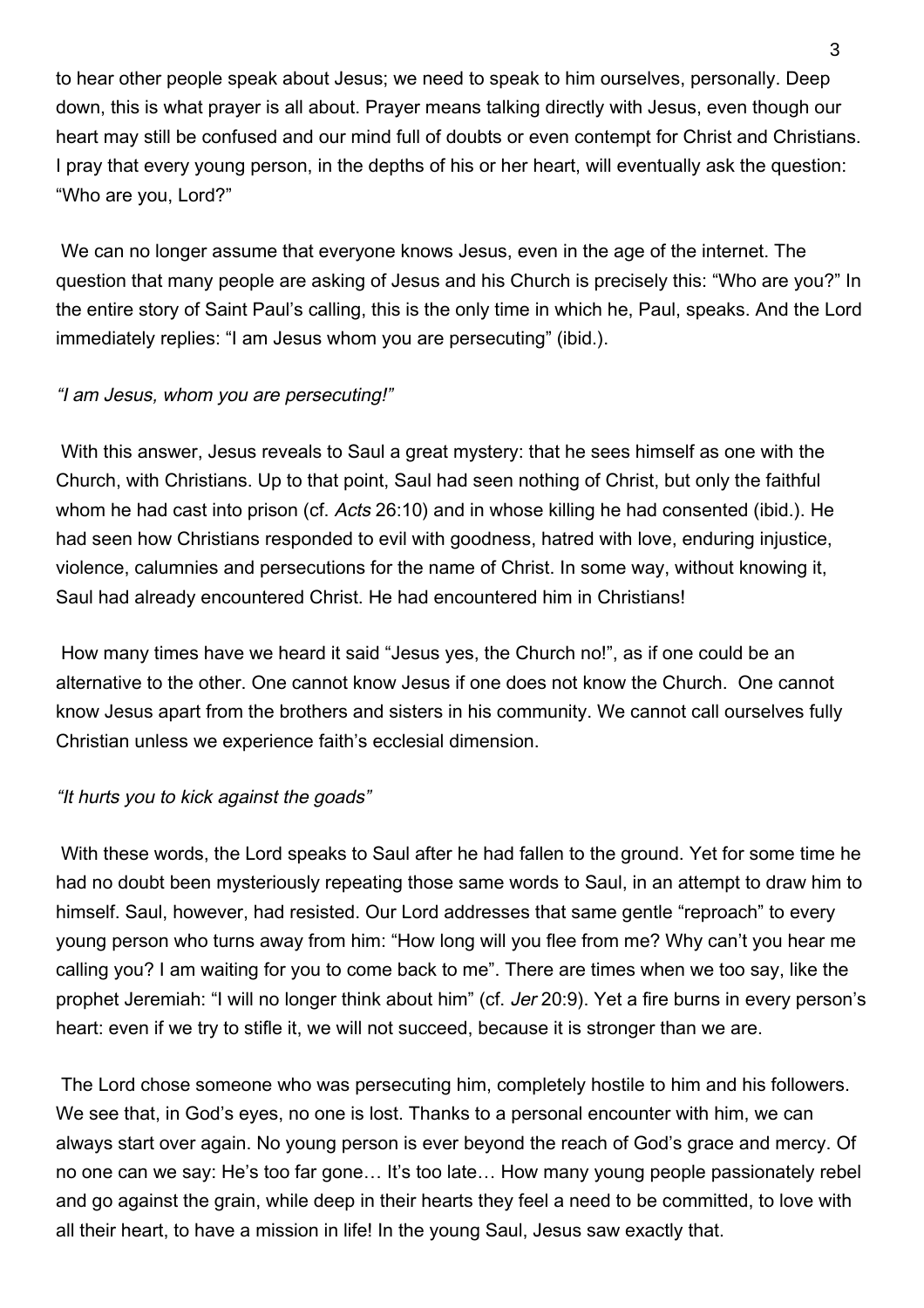to hear other people speak about Jesus; we need to speak to him ourselves, personally. Deep down, this is what prayer is all about. Prayer means talking directly with Jesus, even though our heart may still be confused and our mind full of doubts or even contempt for Christ and Christians. I pray that every young person, in the depths of his or her heart, will eventually ask the question: "Who are you, Lord?"

We can no longer assume that everyone knows Jesus, even in the age of the internet. The question that many people are asking of Jesus and his Church is precisely this: "Who are you?" In the entire story of Saint Paul's calling, this is the only time in which he, Paul, speaks. And the Lord immediately replies: "I am Jesus whom you are persecuting" (ibid.).

*"I am Jesus, whom you are persecuting!"*

With this answer, Jesus reveals to Saul a great mystery: that he sees himself as one with the Church, with Christians. Up to that point, Saul had seen nothing of Christ, but only the faithful whom he had cast into prison (cf. *Acts* 26:10) and in whose killing he had consented (ibid.). He had seen how Christians responded to evil with goodness, hatred with love, enduring injustice, violence, calumnies and persecutions for the name of Christ. In some way, without knowing it, Saul had already encountered Christ. He had encountered him in Christians!

How many times have we heard it said "Jesus yes, the Church no!", as if one could be an alternative to the other. One cannot know Jesus if one does not know the Church. One cannot know Jesus apart from the brothers and sisters in his community. We cannot call ourselves fully Christian unless we experience faith's ecclesial dimension.

*"It hurts you to kick against the goads"*

With these words, the Lord speaks to Saul after he had fallen to the ground. Yet for some time he had no doubt been mysteriously repeating those same words to Saul, in an attempt to draw him to himself. Saul, however, had resisted. Our Lord addresses that same gentle "reproach" to every young person who turns away from him: "How long will you flee from me? Why can't you hear me calling you? I am waiting for you to come back to me". There are times when we too say, like the prophet Jeremiah: "I will no longer think about him" (cf. *Jer* 20:9). Yet a fire burns in every person's heart: even if we try to stifle it, we will not succeed, because it is stronger than we are.

The Lord chose someone who was persecuting him, completely hostile to him and his followers. We see that, in God's eyes, no one is lost. Thanks to a personal encounter with him, we can always start over again. No young person is ever beyond the reach of God's grace and mercy. Of no one can we say: He's too far gone… It's too late… How many young people passionately rebel and go against the grain, while deep in their hearts they feel a need to be committed, to love with all their heart, to have a mission in life! In the young Saul, Jesus saw exactly that.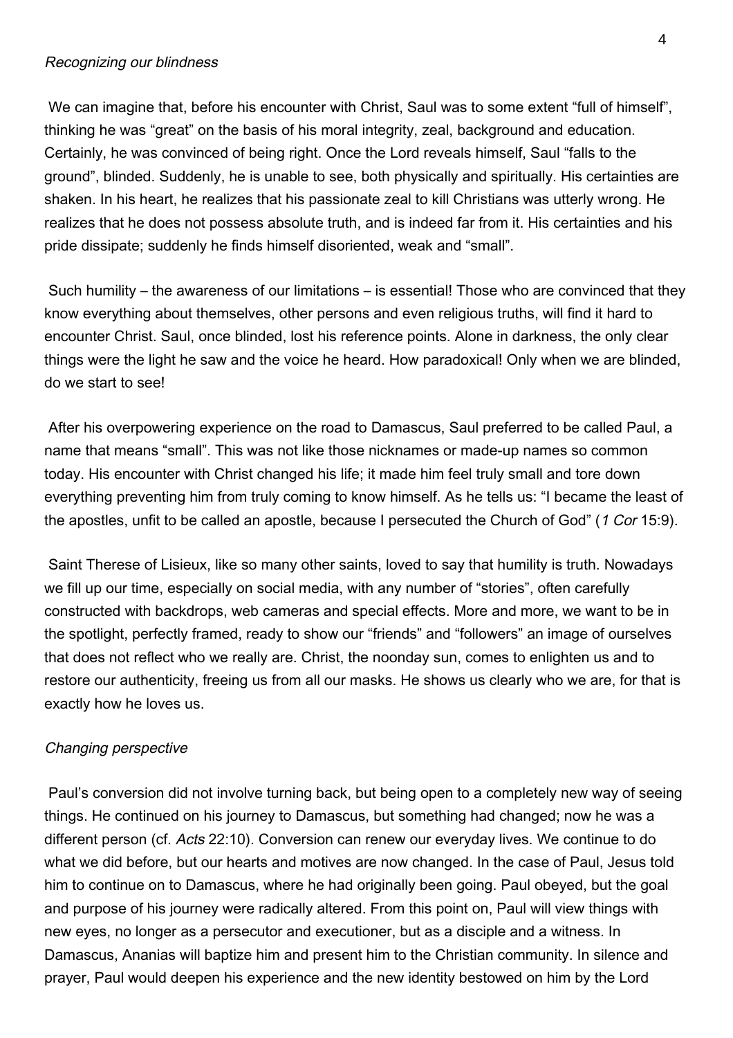*Recognizing our blindness*

We can imagine that, before his encounter with Christ, Saul was to some extent “full of himself”, thinking he was “great” on the basis of his moral integrity, zeal, background and education. Certainly, he was convinced of being right. Once the Lord reveals himself, Saul “falls to the ground”, blinded. Suddenly, he is unable to see, both physically and spiritually. His certainties are shaken. In his heart, he realizes that his passionate zeal to kill Christians was utterly wrong. He realizes that he does not possess absolute truth, and is indeed far from it. His certainties and his pride dissipate; suddenly he finds himself disoriented, weak and “small”.

Such humility – the awareness of our limitations – is essential! Those who are convinced that they know everything about themselves, other persons and even religious truths, will find it hard to encounter Christ. Saul, once blinded, lost his reference points. Alone in darkness, the only clear things were the light he saw and the voice he heard. How paradoxical! Only when we are blinded, do we start to see!

After his overpowering experience on the road to Damascus, Saul preferred to be called Paul, a name that means “small”. This was not like those nicknames or made-up names so common today. His encounter with Christ changed his life; it made him feel truly small and tore down everything preventing him from truly coming to know himself. As he tells us: “I became the least of the apostles, unfit to be called an apostle, because I persecuted the Church of God” (*1 Cor* 15:9).

Saint Therese of Lisieux, like so many other saints, loved to say that humility is truth. Nowadays we fill up our time, especially on social media, with any number of “stories”, often carefully constructed with backdrops, web cameras and special effects. More and more, we want to be in the spotlight, perfectly framed, ready to show our “friends” and “followers” an image of ourselves that does not reflect who we really are. Christ, the noonday sun, comes to enlighten us and to restore our authenticity, freeing us from all our masks. He shows us clearly who we are, for that is exactly how he loves us.

*Changing perspective*

Paul’s conversion did not involve turning back, but being open to a completely new way of seeing things. He continued on his journey to Damascus, but something had changed; now he was a different person (cf. *Acts* 22:10). Conversion can renew our everyday lives. We continue to do what we did before, but our hearts and motives are now changed. In the case of Paul, Jesus told him to continue on to Damascus, where he had originally been going. Paul obeyed, but the goal and purpose of his journey were radically altered. From this point on, Paul will view things with new eyes, no longer as a persecutor and executioner, but as a disciple and a witness. In Damascus, Ananias will baptize him and present him to the Christian community. In silence and prayer, Paul would deepen his experience and the new identity bestowed on him by the Lord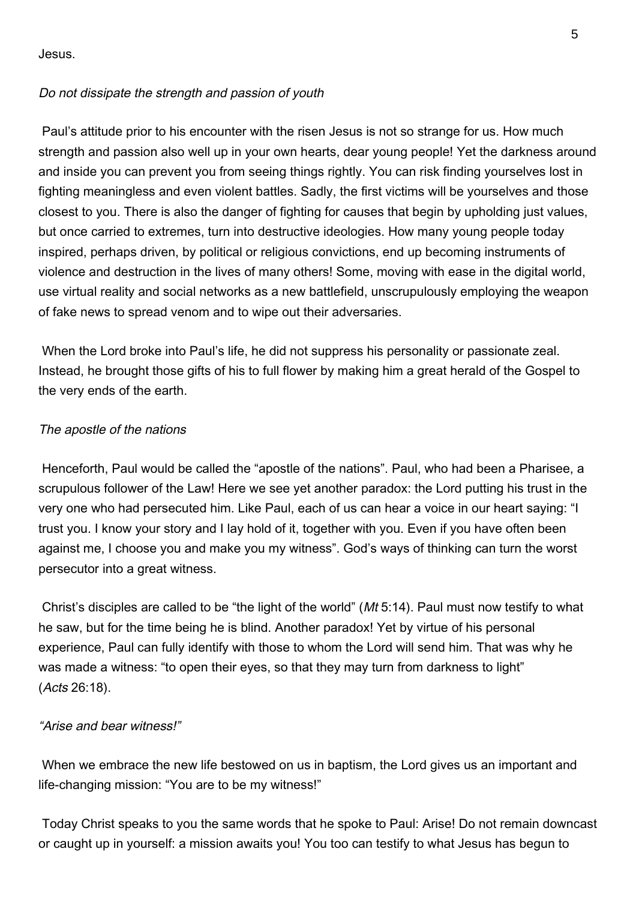Jesus.

*Do not dissipate the strength and passion of youth*

Paul’s attitude prior to his encounter with the risen Jesus is not so strange for us. How much strength and passion also well up in your own hearts, dear young people! Yet the darkness around and inside you can prevent you from seeing things rightly. You can risk finding yourselves lost in fighting meaningless and even violent battles. Sadly, the first victims will be yourselves and those closest to you. There is also the danger of fighting for causes that begin by upholding just values, but once carried to extremes, turn into destructive ideologies. How many young people today inspired, perhaps driven, by political or religious convictions, end up becoming instruments of violence and destruction in the lives of many others! Some, moving with ease in the digital world, use virtual reality and social networks as a new battlefield, unscrupulously employing the weapon of fake news to spread venom and to wipe out their adversaries.

When the Lord broke into Paul’s life, he did not suppress his personality or passionate zeal. Instead, he brought those gifts of his to full flower by making him a great herald of the Gospel to the very ends of the earth.

*The apostle of the nations*

Henceforth, Paul would be called the “apostle of the nations”. Paul, who had been a Pharisee, a scrupulous follower of the Law! Here we see yet another paradox: the Lord putting his trust in the very one who had persecuted him. Like Paul, each of us can hear a voice in our heart saying: “I trust you. I know your story and I lay hold of it, together with you. Even if you have often been against me, I choose you and make you my witness”. God’s ways of thinking can turn the worst persecutor into a great witness.

Christ’s disciples are called to be “the light of the world” (*Mt* 5:14). Paul must now testify to what he saw, but for the time being he is blind. Another paradox! Yet by virtue of his personal experience, Paul can fully identify with those to whom the Lord will send him. That was why he was made a witness: “to open their eyes, so that they may turn from darkness to light” (*Acts* 26:18).

*“Arise and bear witness!”*

When we embrace the new life bestowed on us in baptism, the Lord gives us an important and life-changing mission: “You are to be my witness!”

Today Christ speaks to you the same words that he spoke to Paul: Arise! Do not remain downcast or caught up in yourself: a mission awaits you! You too can testify to what Jesus has begun to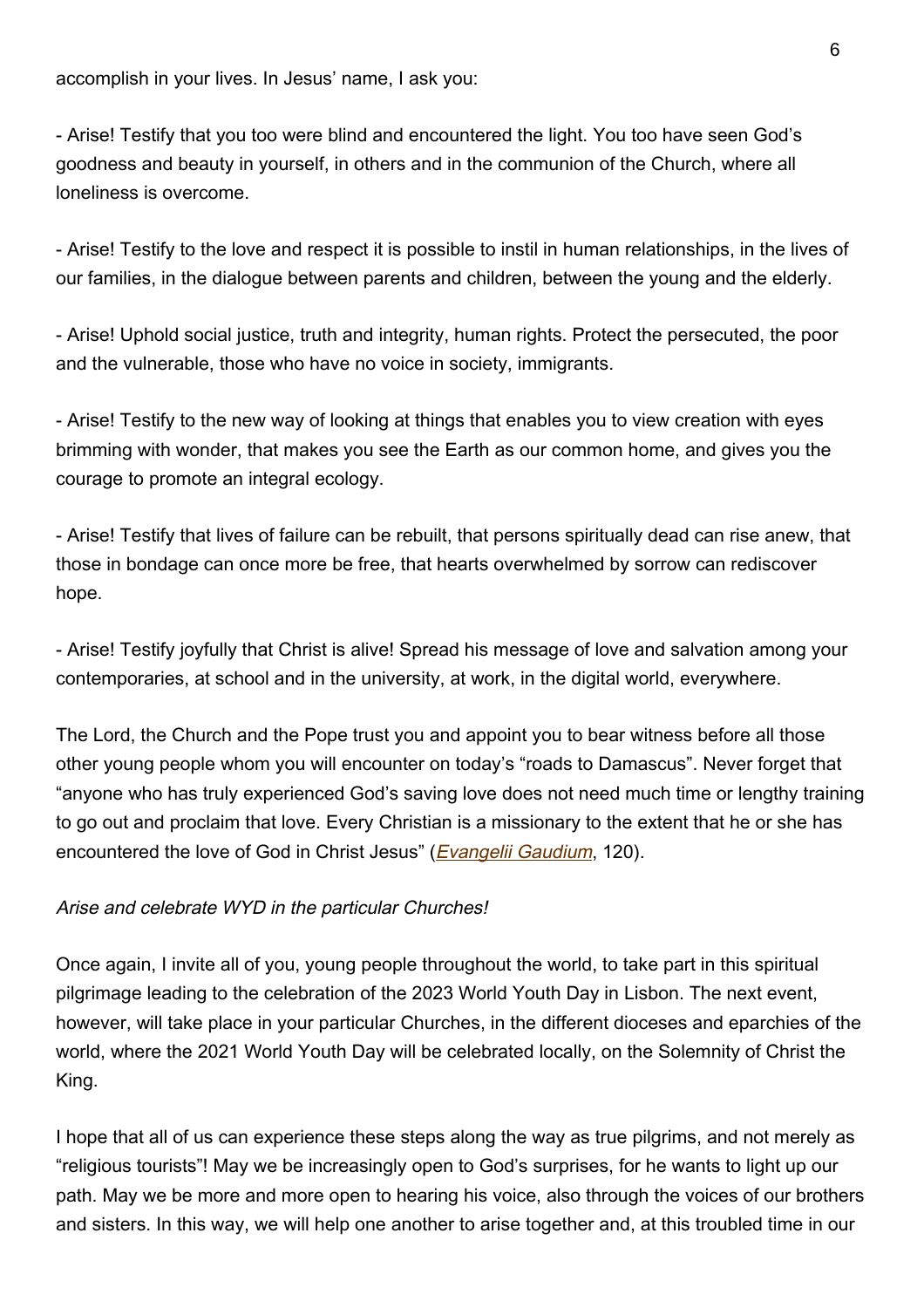accomplish in your lives. In Jesus' name, I ask you:

- Arise! Testify that you too were blind and encountered the light. You too have seen God's goodness and beauty in yourself, in others and in the communion of the Church, where all loneliness is overcome.

- Arise! Testify to the love and respect it is possible to instil in human relationships, in the lives of our families, in the dialogue between parents and children, between the young and the elderly.

- Arise! Uphold social justice, truth and integrity, human rights. Protect the persecuted, the poor and the vulnerable, those who have no voice in society, immigrants.

- Arise! Testify to the new way of looking at things that enables you to view creation with eyes brimming with wonder, that makes you see the Earth as our common home, and gives you the courage to promote an integral ecology.

- Arise! Testify that lives of failure can be rebuilt, that persons spiritually dead can rise anew, that those in bondage can once more be free, that hearts overwhelmed by sorrow can rediscover hope.

- Arise! Testify joyfully that Christ is alive! Spread his message of love and salvation among your contemporaries, at school and in the university, at work, in the digital world, everywhere.

The Lord, the Church and the Pope trust you and appoint you to bear witness before all those other young people whom you will encounter on today's "roads to Damascus". Never forget that "anyone who has truly experienced God's saving love does not need much time or lengthy training to go out and proclaim that love. Every Christian is a missionary to the extent that he or she has encountered the love of God in Christ Jesus" (*Evangelii Gaudium*, 120).

*Arise and celebrate WYD in the particular Churches!*

Once again, I invite all of you, young people throughout the world, to take part in this spiritual pilgrimage leading to the celebration of the 2023 World Youth Day in Lisbon. The next event, however, will take place in your particular Churches, in the different dioceses and eparchies of the world, where the 2021 World Youth Day will be celebrated locally, on the Solemnity of Christ the King.

I hope that all of us can experience these steps along the way as true pilgrims, and not merely as "religious tourists"! May we be increasingly open to God's surprises, for he wants to light up our path. May we be more and more open to hearing his voice, also through the voices of our brothers and sisters. In this way, we will help one another to arise together and, at this troubled time in our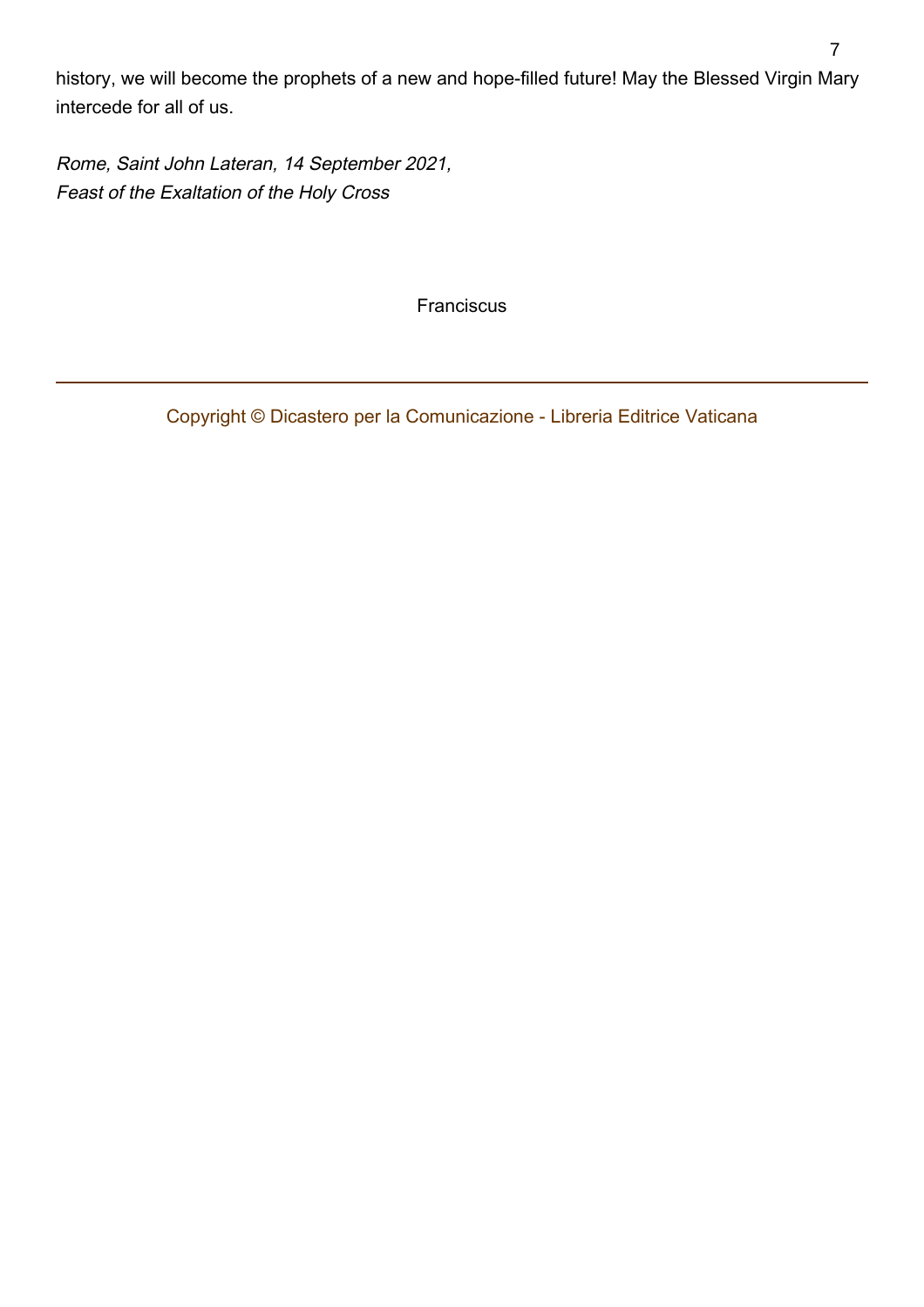history, we will become the prophets of a new and hope-filled future! May the Blessed Virgin Mary intercede for all of us.

*Rome, Saint John Lateran, 14 September 2021,*
*Feast of the Exaltation of the Holy Cross*

Franciscus

---

Copyright © Dicastero per la Comunicazione - Libreria Editrice Vaticana